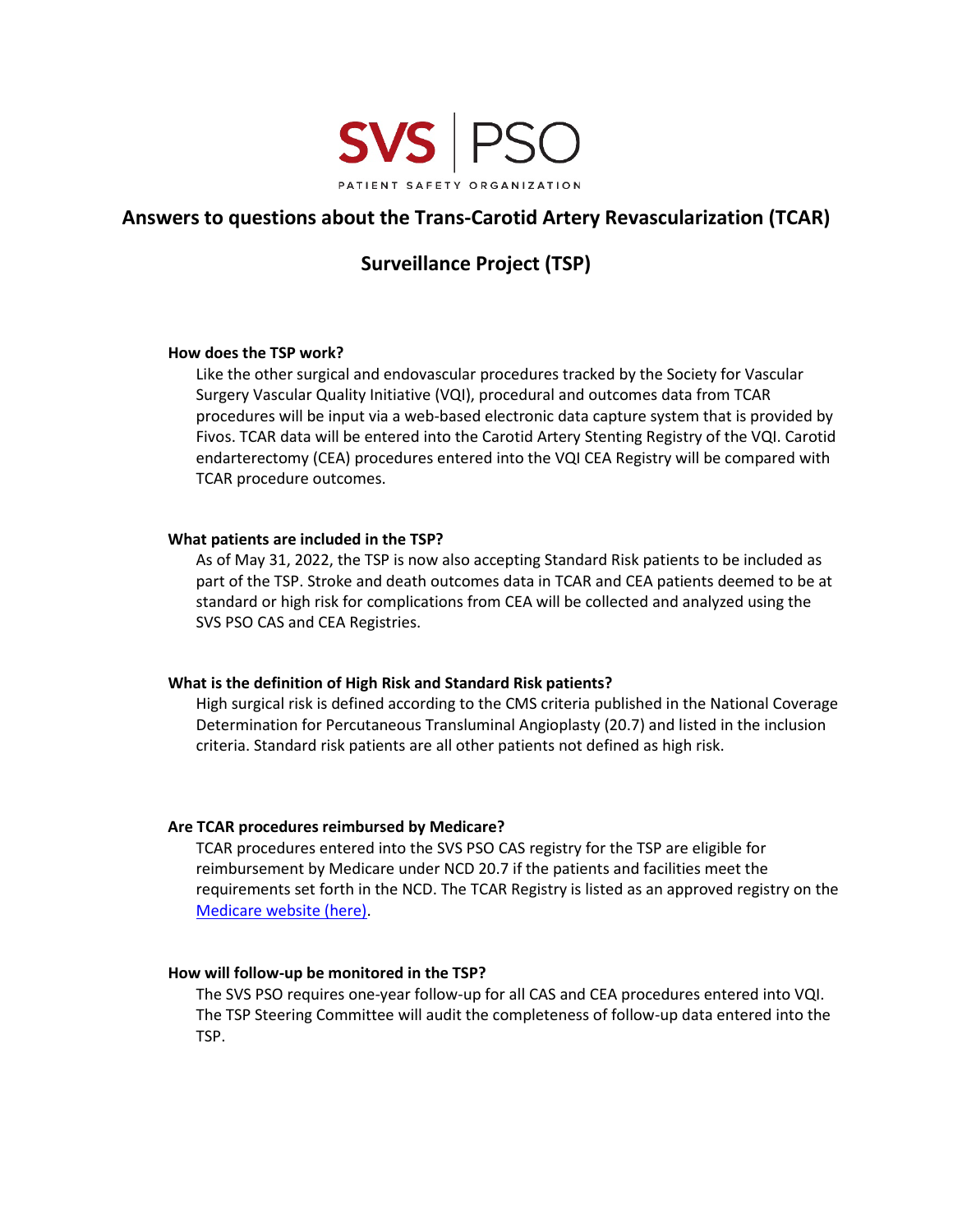SVS | PSO

PATIENT SAFETY ORGANIZATION

# Answers to questions about the Trans-Carotid Artery Revascularization (TCAR) Surveillance Project (TSP)

### How does the TSP work?

Like the other surgical and endovascular procedures tracked by the Society for Vascular Surgery Vascular Quality Initiative (VQI), procedural and outcomes data from TCAR procedures will be input via a web-based electronic data capture system that is provided by Fivos. TCAR data will be entered into the Carotid Artery Stenting Registry of the VQI. Carotid endarterectomy (CEA) procedures entered into the VQI CEA Registry will be compared with TCAR procedure outcomes.

### What patients are included in the TSP?

As of May 31, 2022, the TSP is now also accepting Standard Risk patients to be included as part of the TSP. Stroke and death outcomes data in TCAR and CEA patients deemed to be at standard or high risk for complications from CEA will be collected and analyzed using the SVS PSO CAS and CEA Registries.

### What is the definition of High Risk and Standard Risk patients?

High surgical risk is defined according to the CMS criteria published in the National Coverage Determination for Percutaneous Transluminal Angioplasty (20.7) and listed in the inclusion criteria. Standard risk patients are all other patients not defined as high risk.

### Are TCAR procedures reimbursed by Medicare?

TCAR procedures entered into the SVS PSO CAS registry for the TSP are eligible for reimbursement by Medicare under NCD 20.7 if the patients and facilities meet the requirements set forth in the NCD. The TCAR Registry is listed as an approved registry on the [Medicare website (here)](#).

### How will follow-up be monitored in the TSP?

The SVS PSO requires one-year follow-up for all CAS and CEA procedures entered into VQI. The TSP Steering Committee will audit the completeness of follow-up data entered into the TSP.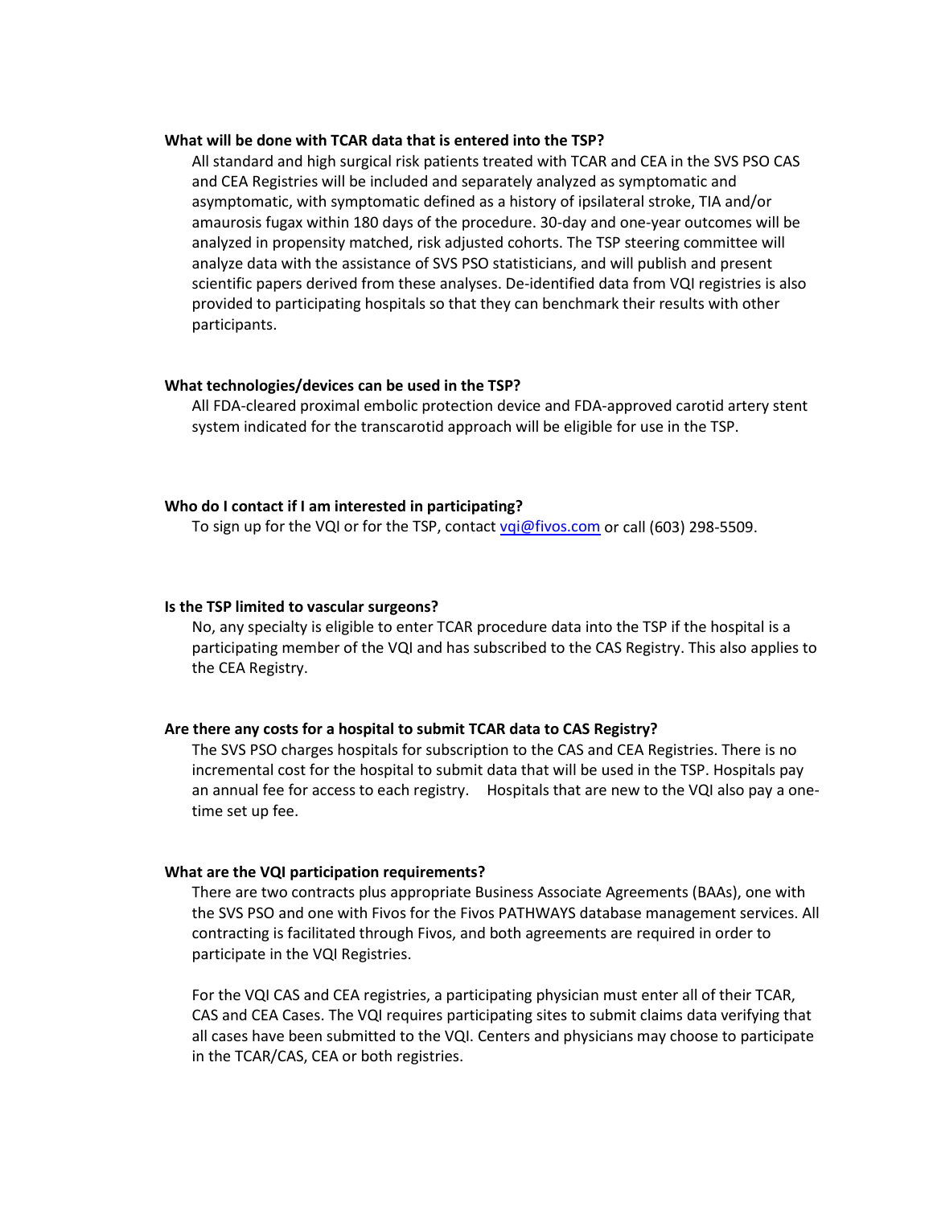**What will be done with TCAR data that is entered into the TSP?**

All standard and high surgical risk patients treated with TCAR and CEA in the SVS PSO CAS and CEA Registries will be included and separately analyzed as symptomatic and asymptomatic, with symptomatic defined as a history of ipsilateral stroke, TIA and/or amaurosis fugax within 180 days of the procedure. 30-day and one-year outcomes will be analyzed in propensity matched, risk adjusted cohorts. The TSP steering committee will analyze data with the assistance of SVS PSO statisticians, and will publish and present scientific papers derived from these analyses. De-identified data from VQI registries is also provided to participating hospitals so that they can benchmark their results with other participants.

**What technologies/devices can be used in the TSP?**

All FDA-cleared proximal embolic protection device and FDA-approved carotid artery stent system indicated for the transcarotid approach will be eligible for use in the TSP.

**Who do I contact if I am interested in participating?**

To sign up for the VQI or for the TSP, contact vqi@fivos.com or call (603) 298-5509.

**Is the TSP limited to vascular surgeons?**

No, any specialty is eligible to enter TCAR procedure data into the TSP if the hospital is a participating member of the VQI and has subscribed to the CAS Registry. This also applies to the CEA Registry.

**Are there any costs for a hospital to submit TCAR data to CAS Registry?**

The SVS PSO charges hospitals for subscription to the CAS and CEA Registries. There is no incremental cost for the hospital to submit data that will be used in the TSP. Hospitals pay an annual fee for access to each registry. Hospitals that are new to the VQI also pay a one-time set up fee.

**What are the VQI participation requirements?**

There are two contracts plus appropriate Business Associate Agreements (BAAs), one with the SVS PSO and one with Fivos for the Fivos PATHWAYS database management services. All contracting is facilitated through Fivos, and both agreements are required in order to participate in the VQI Registries.

For the VQI CAS and CEA registries, a participating physician must enter all of their TCAR, CAS and CEA Cases. The VQI requires participating sites to submit claims data verifying that all cases have been submitted to the VQI. Centers and physicians may choose to participate in the TCAR/CAS, CEA or both registries.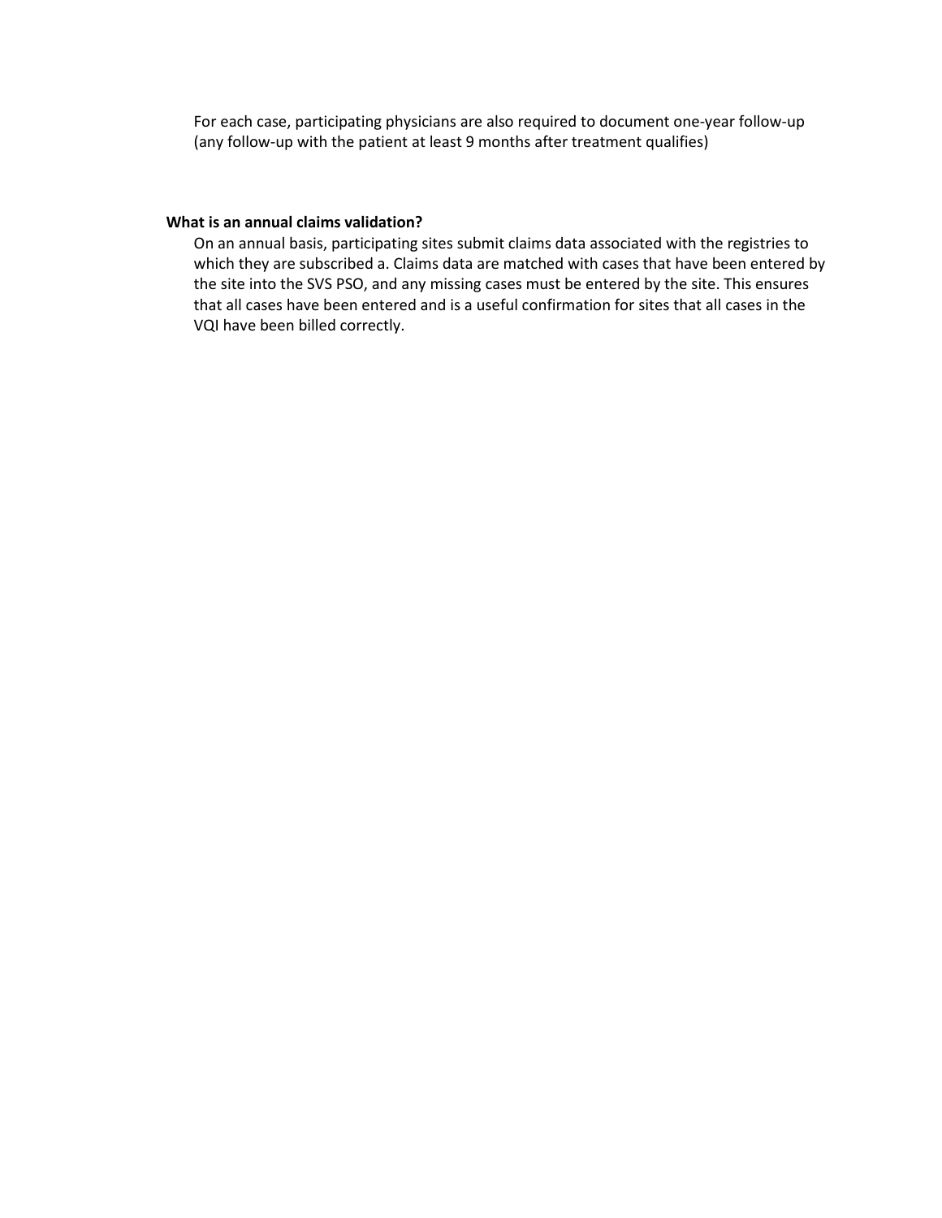For each case, participating physicians are also required to document one-year follow-up (any follow-up with the patient at least 9 months after treatment qualifies)

**What is an annual claims validation?**

On an annual basis, participating sites submit claims data associated with the registries to which they are subscribed a. Claims data are matched with cases that have been entered by the site into the SVS PSO, and any missing cases must be entered by the site. This ensures that all cases have been entered and is a useful confirmation for sites that all cases in the VQI have been billed correctly.